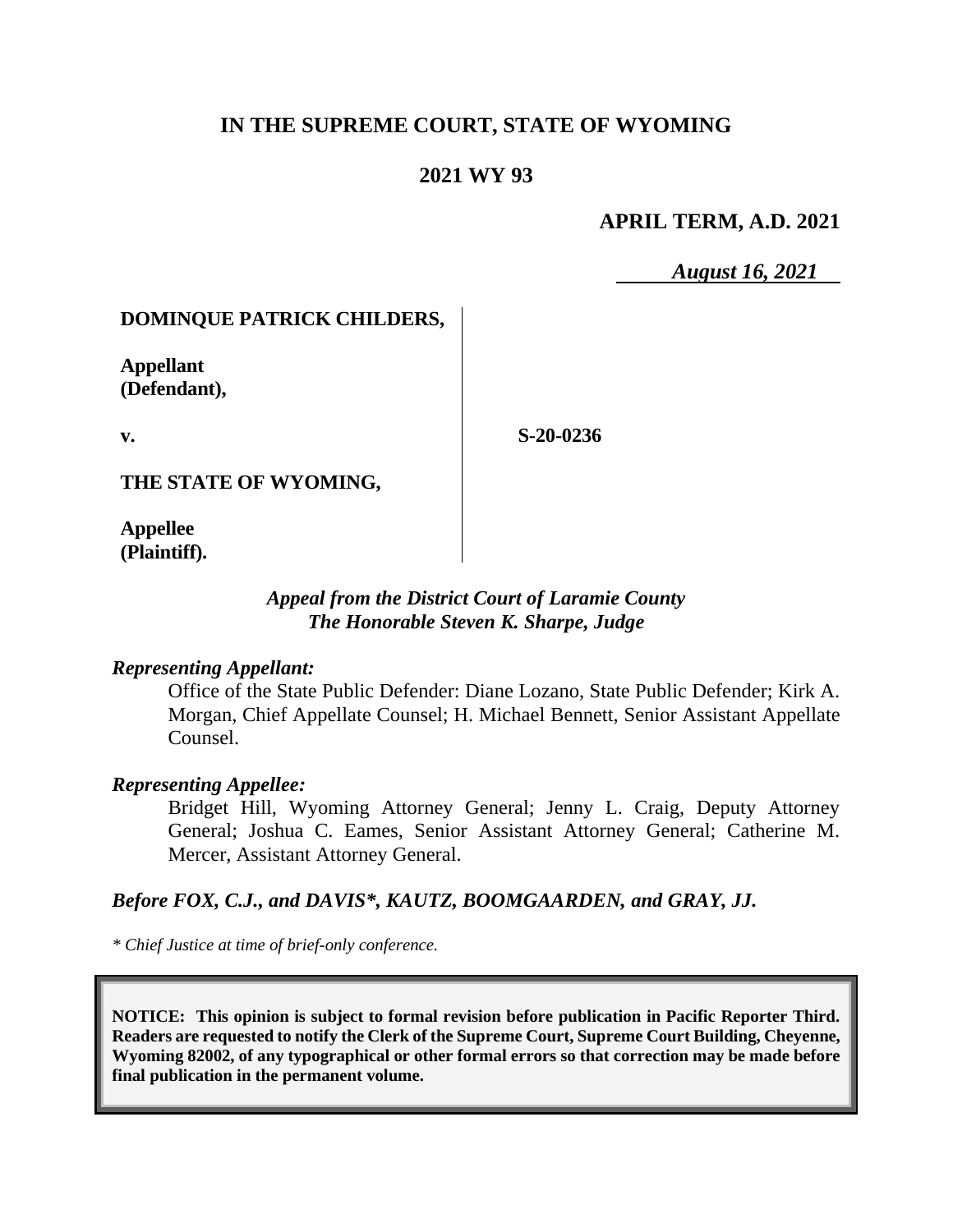# IN THE SUPREME COURT, STATE OF WYOMING

## 2021 WY 93

**APRIL TERM, A.D. 2021**

*August 16, 2021*

**DOMINQUE PATRICK CHILDERS,**

**Appellant (Defendant),**

**v.**

**THE STATE OF WYOMING,**

**Appellee (Plaintiff).**

**S-20-0236**

*Appeal from the District Court of Laramie County*
*The Honorable Steven K. Sharpe, Judge*

*Representing Appellant:*

Office of the State Public Defender: Diane Lozano, State Public Defender; Kirk A. Morgan, Chief Appellate Counsel; H. Michael Bennett, Senior Assistant Appellate Counsel.

*Representing Appellee:*

Bridget Hill, Wyoming Attorney General; Jenny L. Craig, Deputy Attorney General; Joshua C. Eames, Senior Assistant Attorney General; Catherine M. Mercer, Assistant Attorney General.

***Before FOX, C.J., and DAVIS\*, KAUTZ, BOOMGAARDEN, and GRAY, JJ.***

*\* Chief Justice at time of brief-only conference.*

**NOTICE: This opinion is subject to formal revision before publication in Pacific Reporter Third. Readers are requested to notify the Clerk of the Supreme Court, Supreme Court Building, Cheyenne, Wyoming 82002, of any typographical or other formal errors so that correction may be made before final publication in the permanent volume.**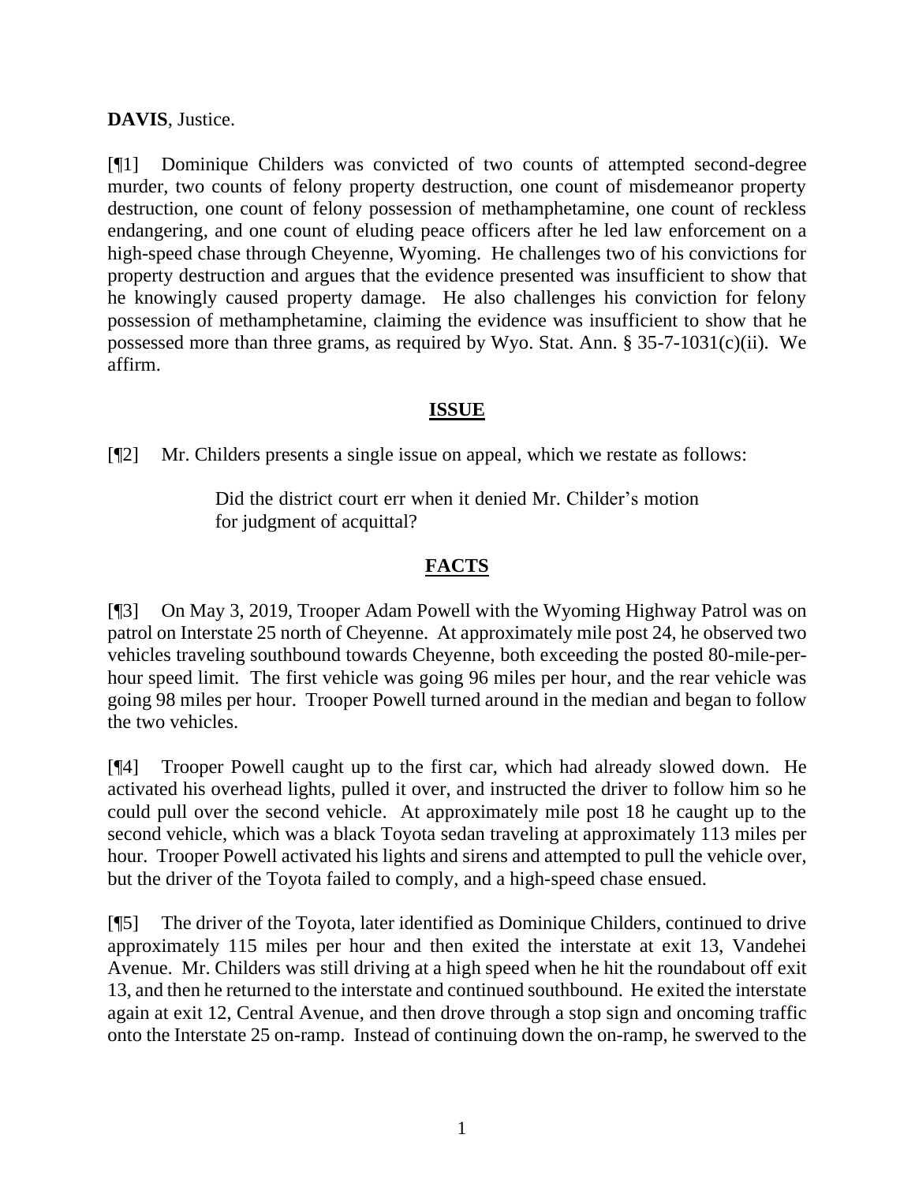**DAVIS**, Justice.

[¶1] Dominique Childers was convicted of two counts of attempted second-degree murder, two counts of felony property destruction, one count of misdemeanor property destruction, one count of felony possession of methamphetamine, one count of reckless endangering, and one count of eluding peace officers after he led law enforcement on a high-speed chase through Cheyenne, Wyoming. He challenges two of his convictions for property destruction and argues that the evidence presented was insufficient to show that he knowingly caused property damage. He also challenges his conviction for felony possession of methamphetamine, claiming the evidence was insufficient to show that he possessed more than three grams, as required by Wyo. Stat. Ann. § 35-7-1031(c)(ii). We affirm.

## ISSUE

[¶2] Mr. Childers presents a single issue on appeal, which we restate as follows:

> Did the district court err when it denied Mr. Childer's motion for judgment of acquittal?

## FACTS

[¶3] On May 3, 2019, Trooper Adam Powell with the Wyoming Highway Patrol was on patrol on Interstate 25 north of Cheyenne. At approximately mile post 24, he observed two vehicles traveling southbound towards Cheyenne, both exceeding the posted 80-mile-per-hour speed limit. The first vehicle was going 96 miles per hour, and the rear vehicle was going 98 miles per hour. Trooper Powell turned around in the median and began to follow the two vehicles.

[¶4] Trooper Powell caught up to the first car, which had already slowed down. He activated his overhead lights, pulled it over, and instructed the driver to follow him so he could pull over the second vehicle. At approximately mile post 18 he caught up to the second vehicle, which was a black Toyota sedan traveling at approximately 113 miles per hour. Trooper Powell activated his lights and sirens and attempted to pull the vehicle over, but the driver of the Toyota failed to comply, and a high-speed chase ensued.

[¶5] The driver of the Toyota, later identified as Dominique Childers, continued to drive approximately 115 miles per hour and then exited the interstate at exit 13, Vandehei Avenue. Mr. Childers was still driving at a high speed when he hit the roundabout off exit 13, and then he returned to the interstate and continued southbound. He exited the interstate again at exit 12, Central Avenue, and then drove through a stop sign and oncoming traffic onto the Interstate 25 on-ramp. Instead of continuing down the on-ramp, he swerved to the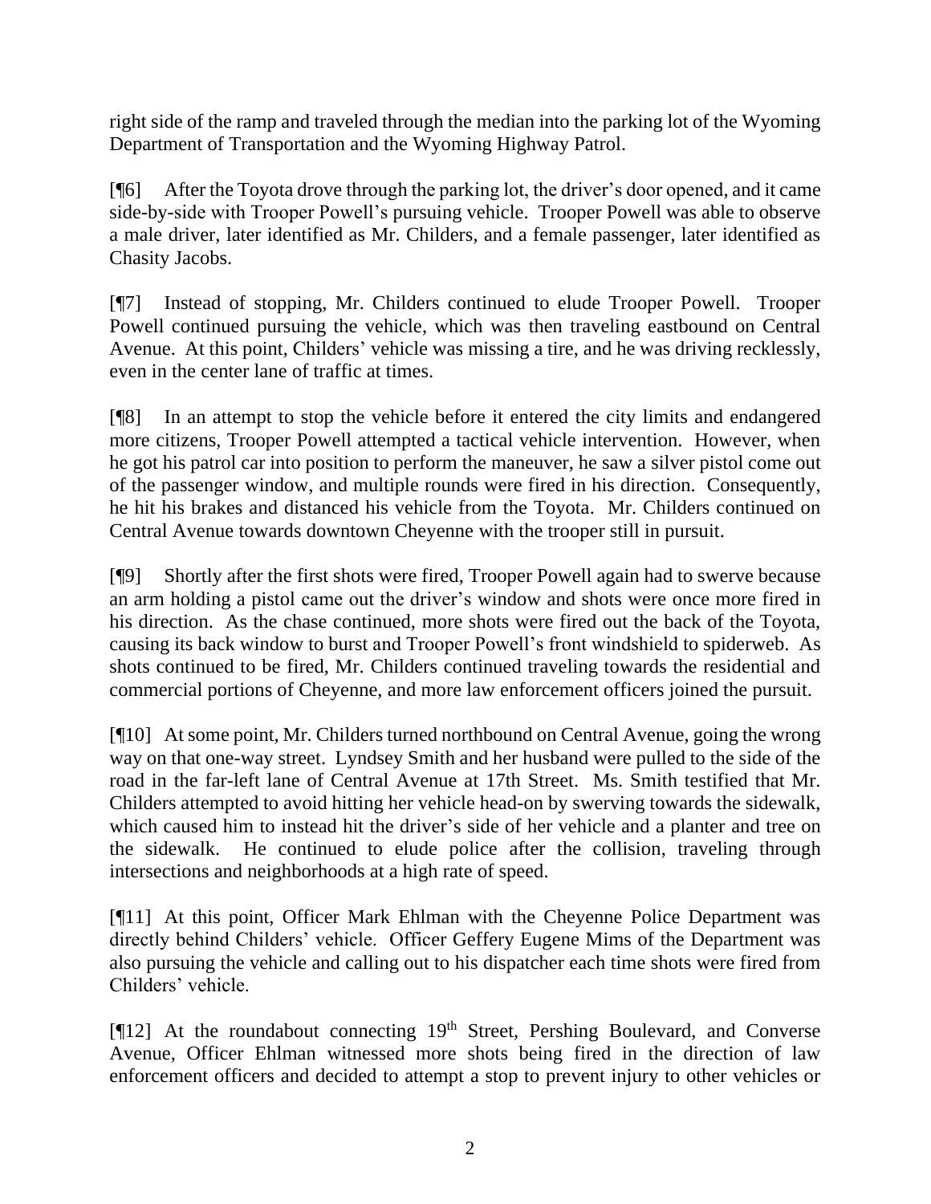right side of the ramp and traveled through the median into the parking lot of the Wyoming Department of Transportation and the Wyoming Highway Patrol.

[¶6] After the Toyota drove through the parking lot, the driver's door opened, and it came side-by-side with Trooper Powell's pursuing vehicle. Trooper Powell was able to observe a male driver, later identified as Mr. Childers, and a female passenger, later identified as Chasity Jacobs.

[¶7] Instead of stopping, Mr. Childers continued to elude Trooper Powell. Trooper Powell continued pursuing the vehicle, which was then traveling eastbound on Central Avenue. At this point, Childers' vehicle was missing a tire, and he was driving recklessly, even in the center lane of traffic at times.

[¶8] In an attempt to stop the vehicle before it entered the city limits and endangered more citizens, Trooper Powell attempted a tactical vehicle intervention. However, when he got his patrol car into position to perform the maneuver, he saw a silver pistol come out of the passenger window, and multiple rounds were fired in his direction. Consequently, he hit his brakes and distanced his vehicle from the Toyota. Mr. Childers continued on Central Avenue towards downtown Cheyenne with the trooper still in pursuit.

[¶9] Shortly after the first shots were fired, Trooper Powell again had to swerve because an arm holding a pistol came out the driver's window and shots were once more fired in his direction. As the chase continued, more shots were fired out the back of the Toyota, causing its back window to burst and Trooper Powell's front windshield to spiderweb. As shots continued to be fired, Mr. Childers continued traveling towards the residential and commercial portions of Cheyenne, and more law enforcement officers joined the pursuit.

[¶10] At some point, Mr. Childers turned northbound on Central Avenue, going the wrong way on that one-way street. Lyndsey Smith and her husband were pulled to the side of the road in the far-left lane of Central Avenue at 17th Street. Ms. Smith testified that Mr. Childers attempted to avoid hitting her vehicle head-on by swerving towards the sidewalk, which caused him to instead hit the driver's side of her vehicle and a planter and tree on the sidewalk. He continued to elude police after the collision, traveling through intersections and neighborhoods at a high rate of speed.

[¶11] At this point, Officer Mark Ehlman with the Cheyenne Police Department was directly behind Childers' vehicle. Officer Geffery Eugene Mims of the Department was also pursuing the vehicle and calling out to his dispatcher each time shots were fired from Childers' vehicle.

[¶12] At the roundabout connecting 19th Street, Pershing Boulevard, and Converse Avenue, Officer Ehlman witnessed more shots being fired in the direction of law enforcement officers and decided to attempt a stop to prevent injury to other vehicles or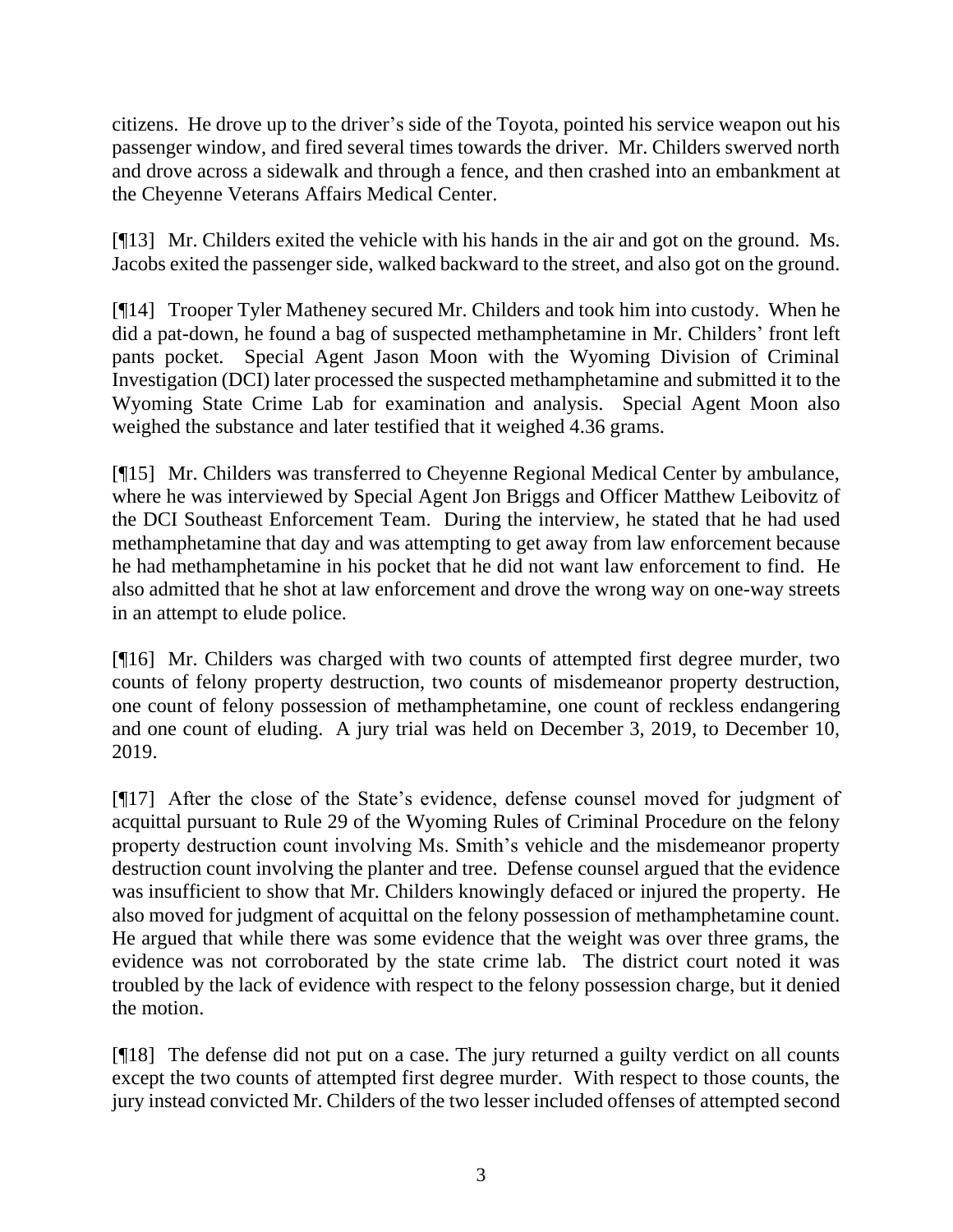citizens. He drove up to the driver's side of the Toyota, pointed his service weapon out his passenger window, and fired several times towards the driver. Mr. Childers swerved north and drove across a sidewalk and through a fence, and then crashed into an embankment at the Cheyenne Veterans Affairs Medical Center.

[¶13] Mr. Childers exited the vehicle with his hands in the air and got on the ground. Ms. Jacobs exited the passenger side, walked backward to the street, and also got on the ground.

[¶14] Trooper Tyler Matheney secured Mr. Childers and took him into custody. When he did a pat-down, he found a bag of suspected methamphetamine in Mr. Childers' front left pants pocket. Special Agent Jason Moon with the Wyoming Division of Criminal Investigation (DCI) later processed the suspected methamphetamine and submitted it to the Wyoming State Crime Lab for examination and analysis. Special Agent Moon also weighed the substance and later testified that it weighed 4.36 grams.

[¶15] Mr. Childers was transferred to Cheyenne Regional Medical Center by ambulance, where he was interviewed by Special Agent Jon Briggs and Officer Matthew Leibovitz of the DCI Southeast Enforcement Team. During the interview, he stated that he had used methamphetamine that day and was attempting to get away from law enforcement because he had methamphetamine in his pocket that he did not want law enforcement to find. He also admitted that he shot at law enforcement and drove the wrong way on one-way streets in an attempt to elude police.

[¶16] Mr. Childers was charged with two counts of attempted first degree murder, two counts of felony property destruction, two counts of misdemeanor property destruction, one count of felony possession of methamphetamine, one count of reckless endangering and one count of eluding. A jury trial was held on December 3, 2019, to December 10, 2019.

[¶17] After the close of the State's evidence, defense counsel moved for judgment of acquittal pursuant to Rule 29 of the Wyoming Rules of Criminal Procedure on the felony property destruction count involving Ms. Smith's vehicle and the misdemeanor property destruction count involving the planter and tree. Defense counsel argued that the evidence was insufficient to show that Mr. Childers knowingly defaced or injured the property. He also moved for judgment of acquittal on the felony possession of methamphetamine count. He argued that while there was some evidence that the weight was over three grams, the evidence was not corroborated by the state crime lab. The district court noted it was troubled by the lack of evidence with respect to the felony possession charge, but it denied the motion.

[¶18] The defense did not put on a case. The jury returned a guilty verdict on all counts except the two counts of attempted first degree murder. With respect to those counts, the jury instead convicted Mr. Childers of the two lesser included offenses of attempted second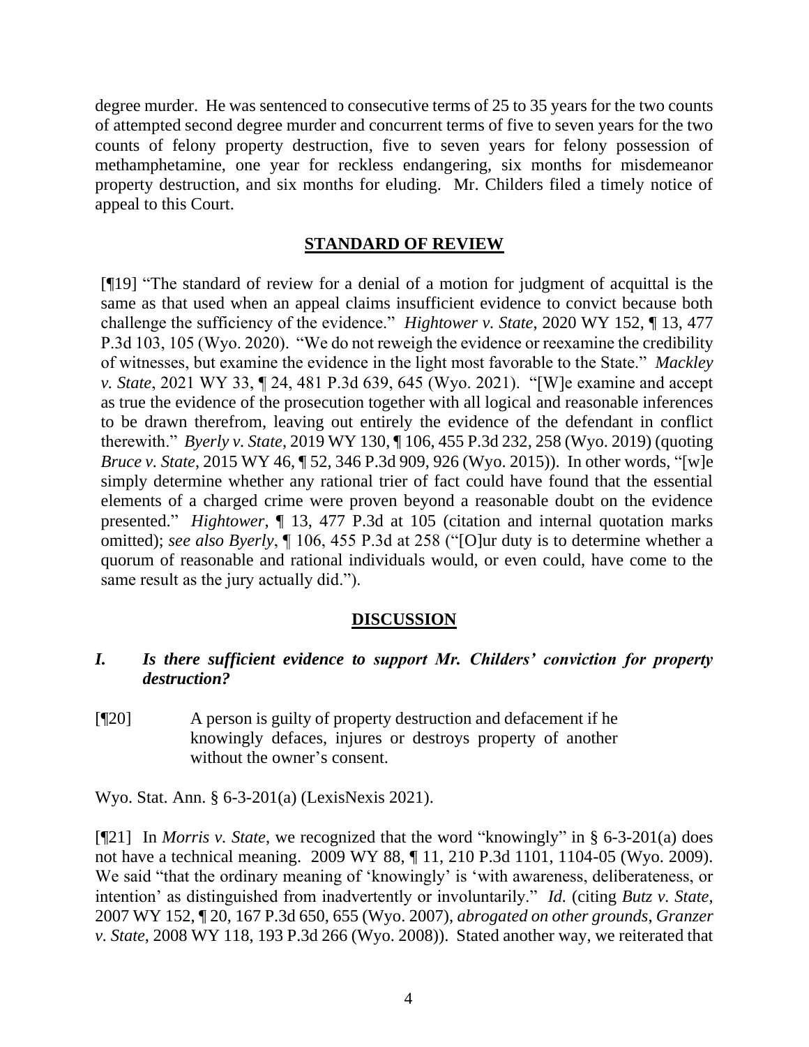degree murder. He was sentenced to consecutive terms of 25 to 35 years for the two counts of attempted second degree murder and concurrent terms of five to seven years for the two counts of felony property destruction, five to seven years for felony possession of methamphetamine, one year for reckless endangering, six months for misdemeanor property destruction, and six months for eluding. Mr. Childers filed a timely notice of appeal to this Court.

## STANDARD OF REVIEW

[¶19] "The standard of review for a denial of a motion for judgment of acquittal is the same as that used when an appeal claims insufficient evidence to convict because both challenge the sufficiency of the evidence." *Hightower v. State*, 2020 WY 152, ¶ 13, 477 P.3d 103, 105 (Wyo. 2020). "We do not reweigh the evidence or reexamine the credibility of witnesses, but examine the evidence in the light most favorable to the State." *Mackley v. State*, 2021 WY 33, ¶ 24, 481 P.3d 639, 645 (Wyo. 2021). "[W]e examine and accept as true the evidence of the prosecution together with all logical and reasonable inferences to be drawn therefrom, leaving out entirely the evidence of the defendant in conflict therewith." *Byerly v. State*, 2019 WY 130, ¶ 106, 455 P.3d 232, 258 (Wyo. 2019) (quoting *Bruce v. State*, 2015 WY 46, ¶ 52, 346 P.3d 909, 926 (Wyo. 2015)). In other words, "[w]e simply determine whether any rational trier of fact could have found that the essential elements of a charged crime were proven beyond a reasonable doubt on the evidence presented." *Hightower*, ¶ 13, 477 P.3d at 105 (citation and internal quotation marks omitted); *see also Byerly*, ¶ 106, 455 P.3d at 258 ("[O]ur duty is to determine whether a quorum of reasonable and rational individuals would, or even could, have come to the same result as the jury actually did.").

## DISCUSSION

### *I. Is there sufficient evidence to support Mr. Childers' conviction for property destruction?*

[¶20] A person is guilty of property destruction and defacement if he knowingly defaces, injures or destroys property of another without the owner's consent.

Wyo. Stat. Ann. § 6-3-201(a) (LexisNexis 2021).

[¶21] In *Morris v. State*, we recognized that the word "knowingly" in § 6-3-201(a) does not have a technical meaning. 2009 WY 88, ¶ 11, 210 P.3d 1101, 1104-05 (Wyo. 2009). We said "that the ordinary meaning of 'knowingly' is 'with awareness, deliberateness, or intention' as distinguished from inadvertently or involuntarily." *Id.* (citing *Butz v. State*, 2007 WY 152, ¶ 20, 167 P.3d 650, 655 (Wyo. 2007), *abrogated on other grounds*, *Granzer v. State*, 2008 WY 118, 193 P.3d 266 (Wyo. 2008)). Stated another way, we reiterated that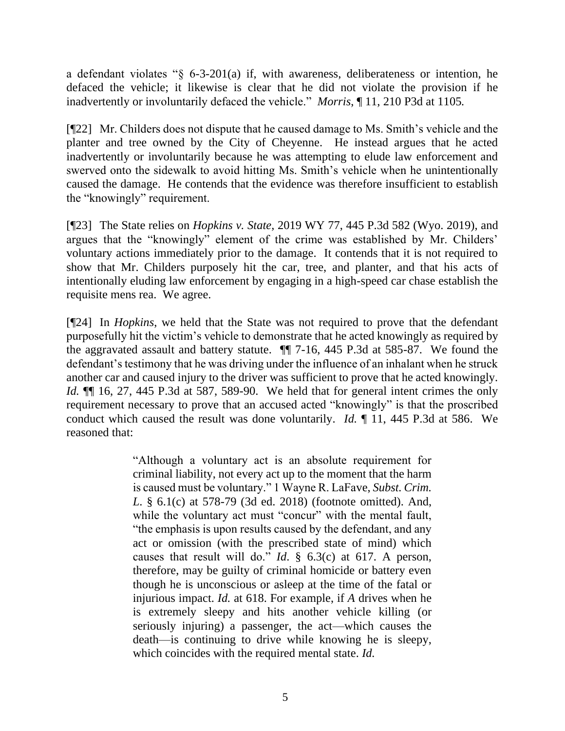a defendant violates "§ 6-3-201(a) if, with awareness, deliberateness or intention, he defaced the vehicle; it likewise is clear that he did not violate the provision if he inadvertently or involuntarily defaced the vehicle." *Morris*, ¶ 11, 210 P3d at 1105.

[¶22] Mr. Childers does not dispute that he caused damage to Ms. Smith's vehicle and the planter and tree owned by the City of Cheyenne. He instead argues that he acted inadvertently or involuntarily because he was attempting to elude law enforcement and swerved onto the sidewalk to avoid hitting Ms. Smith's vehicle when he unintentionally caused the damage. He contends that the evidence was therefore insufficient to establish the "knowingly" requirement.

[¶23] The State relies on *Hopkins v. State*, 2019 WY 77, 445 P.3d 582 (Wyo. 2019), and argues that the "knowingly" element of the crime was established by Mr. Childers' voluntary actions immediately prior to the damage. It contends that it is not required to show that Mr. Childers purposely hit the car, tree, and planter, and that his acts of intentionally eluding law enforcement by engaging in a high-speed car chase establish the requisite mens rea. We agree.

[¶24] In *Hopkins*, we held that the State was not required to prove that the defendant purposefully hit the victim's vehicle to demonstrate that he acted knowingly as required by the aggravated assault and battery statute. ¶¶ 7-16, 445 P.3d at 585-87. We found the defendant's testimony that he was driving under the influence of an inhalant when he struck another car and caused injury to the driver was sufficient to prove that he acted knowingly. *Id.* ¶¶ 16, 27, 445 P.3d at 587, 589-90. We held that for general intent crimes the only requirement necessary to prove that an accused acted "knowingly" is that the proscribed conduct which caused the result was done voluntarily. *Id.* ¶ 11, 445 P.3d at 586. We reasoned that:

> "Although a voluntary act is an absolute requirement for criminal liability, not every act up to the moment that the harm is caused must be voluntary." 1 Wayne R. LaFave, *Subst. Crim. L.* § 6.1(c) at 578-79 (3d ed. 2018) (footnote omitted). And, while the voluntary act must "concur" with the mental fault, "the emphasis is upon results caused by the defendant, and any act or omission (with the prescribed state of mind) which causes that result will do." *Id*. § 6.3(c) at 617. A person, therefore, may be guilty of criminal homicide or battery even though he is unconscious or asleep at the time of the fatal or injurious impact. *Id.* at 618. For example, if *A* drives when he is extremely sleepy and hits another vehicle killing (or seriously injuring) a passenger, the act—which causes the death—is continuing to drive while knowing he is sleepy, which coincides with the required mental state. *Id.*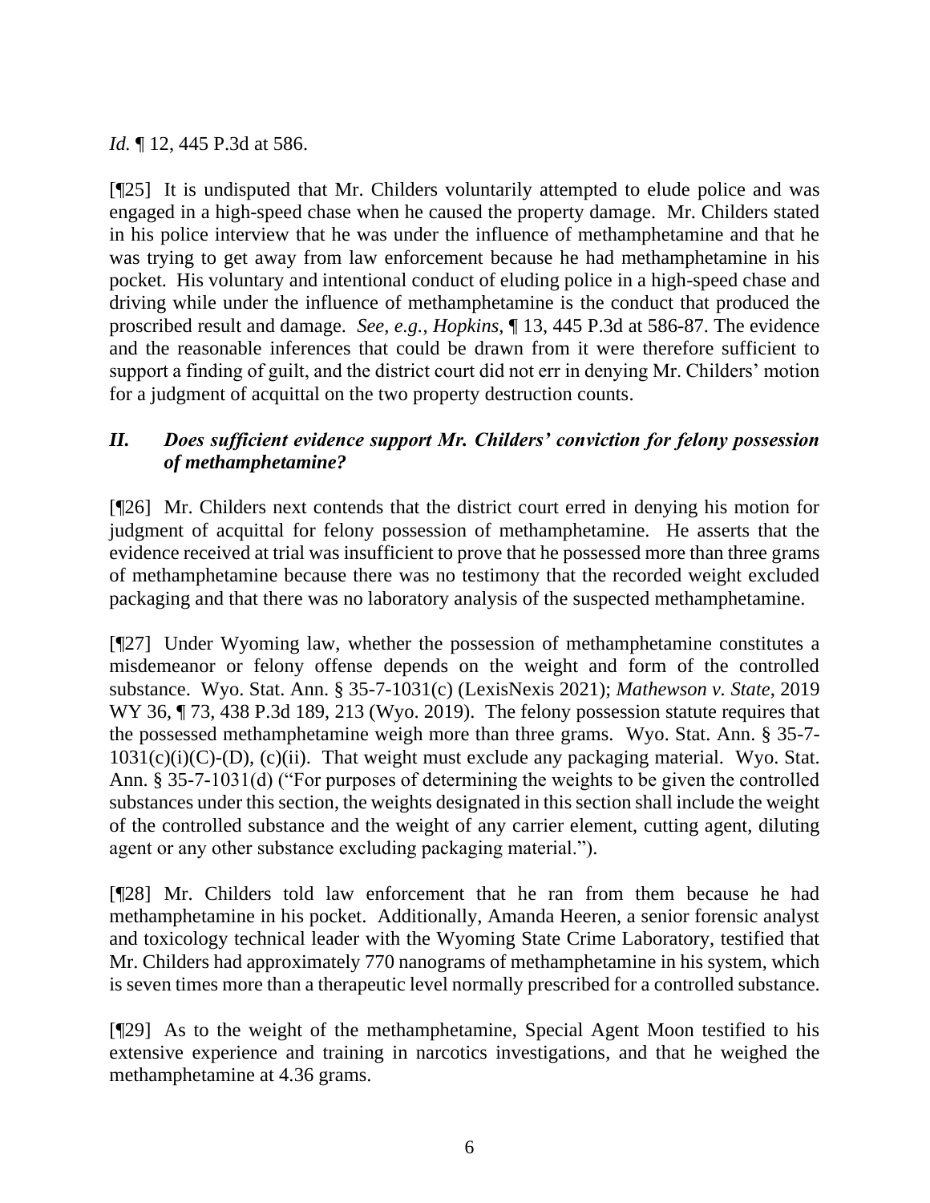*Id.* ¶ 12, 445 P.3d at 586.

[¶25] It is undisputed that Mr. Childers voluntarily attempted to elude police and was engaged in a high-speed chase when he caused the property damage. Mr. Childers stated in his police interview that he was under the influence of methamphetamine and that he was trying to get away from law enforcement because he had methamphetamine in his pocket. His voluntary and intentional conduct of eluding police in a high-speed chase and driving while under the influence of methamphetamine is the conduct that produced the proscribed result and damage. *See, e.g.*, *Hopkins*, ¶ 13, 445 P.3d at 586-87. The evidence and the reasonable inferences that could be drawn from it were therefore sufficient to support a finding of guilt, and the district court did not err in denying Mr. Childers' motion for a judgment of acquittal on the two property destruction counts.

### *II. Does sufficient evidence support Mr. Childers' conviction for felony possession of methamphetamine?*

[¶26] Mr. Childers next contends that the district court erred in denying his motion for judgment of acquittal for felony possession of methamphetamine. He asserts that the evidence received at trial was insufficient to prove that he possessed more than three grams of methamphetamine because there was no testimony that the recorded weight excluded packaging and that there was no laboratory analysis of the suspected methamphetamine.

[¶27] Under Wyoming law, whether the possession of methamphetamine constitutes a misdemeanor or felony offense depends on the weight and form of the controlled substance. Wyo. Stat. Ann. § 35-7-1031(c) (LexisNexis 2021); *Mathewson v. State*, 2019 WY 36, ¶ 73, 438 P.3d 189, 213 (Wyo. 2019). The felony possession statute requires that the possessed methamphetamine weigh more than three grams. Wyo. Stat. Ann. § 35-7-1031(c)(i)(C)-(D), (c)(ii). That weight must exclude any packaging material. Wyo. Stat. Ann. § 35-7-1031(d) ("For purposes of determining the weights to be given the controlled substances under this section, the weights designated in this section shall include the weight of the controlled substance and the weight of any carrier element, cutting agent, diluting agent or any other substance excluding packaging material.").

[¶28] Mr. Childers told law enforcement that he ran from them because he had methamphetamine in his pocket. Additionally, Amanda Heeren, a senior forensic analyst and toxicology technical leader with the Wyoming State Crime Laboratory, testified that Mr. Childers had approximately 770 nanograms of methamphetamine in his system, which is seven times more than a therapeutic level normally prescribed for a controlled substance.

[¶29] As to the weight of the methamphetamine, Special Agent Moon testified to his extensive experience and training in narcotics investigations, and that he weighed the methamphetamine at 4.36 grams.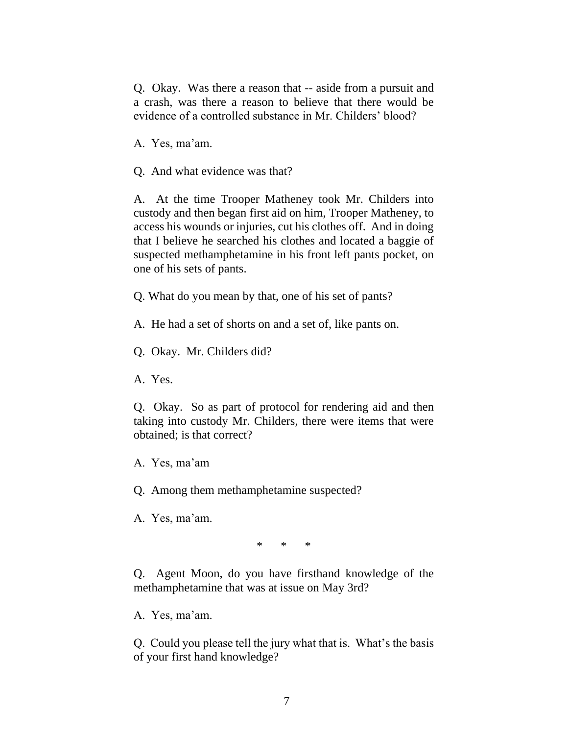Q. Okay. Was there a reason that -- aside from a pursuit and a crash, was there a reason to believe that there would be evidence of a controlled substance in Mr. Childers' blood?

A. Yes, ma'am.

Q. And what evidence was that?

A. At the time Trooper Matheney took Mr. Childers into custody and then began first aid on him, Trooper Matheney, to access his wounds or injuries, cut his clothes off. And in doing that I believe he searched his clothes and located a baggie of suspected methamphetamine in his front left pants pocket, on one of his sets of pants.

Q. What do you mean by that, one of his set of pants?

A. He had a set of shorts on and a set of, like pants on.

Q. Okay. Mr. Childers did?

A. Yes.

Q. Okay. So as part of protocol for rendering aid and then taking into custody Mr. Childers, there were items that were obtained; is that correct?

A. Yes, ma'am

Q. Among them methamphetamine suspected?

A. Yes, ma'am.

\* \* \*

Q. Agent Moon, do you have firsthand knowledge of the methamphetamine that was at issue on May 3rd?

A. Yes, ma'am.

Q. Could you please tell the jury what that is. What's the basis of your first hand knowledge?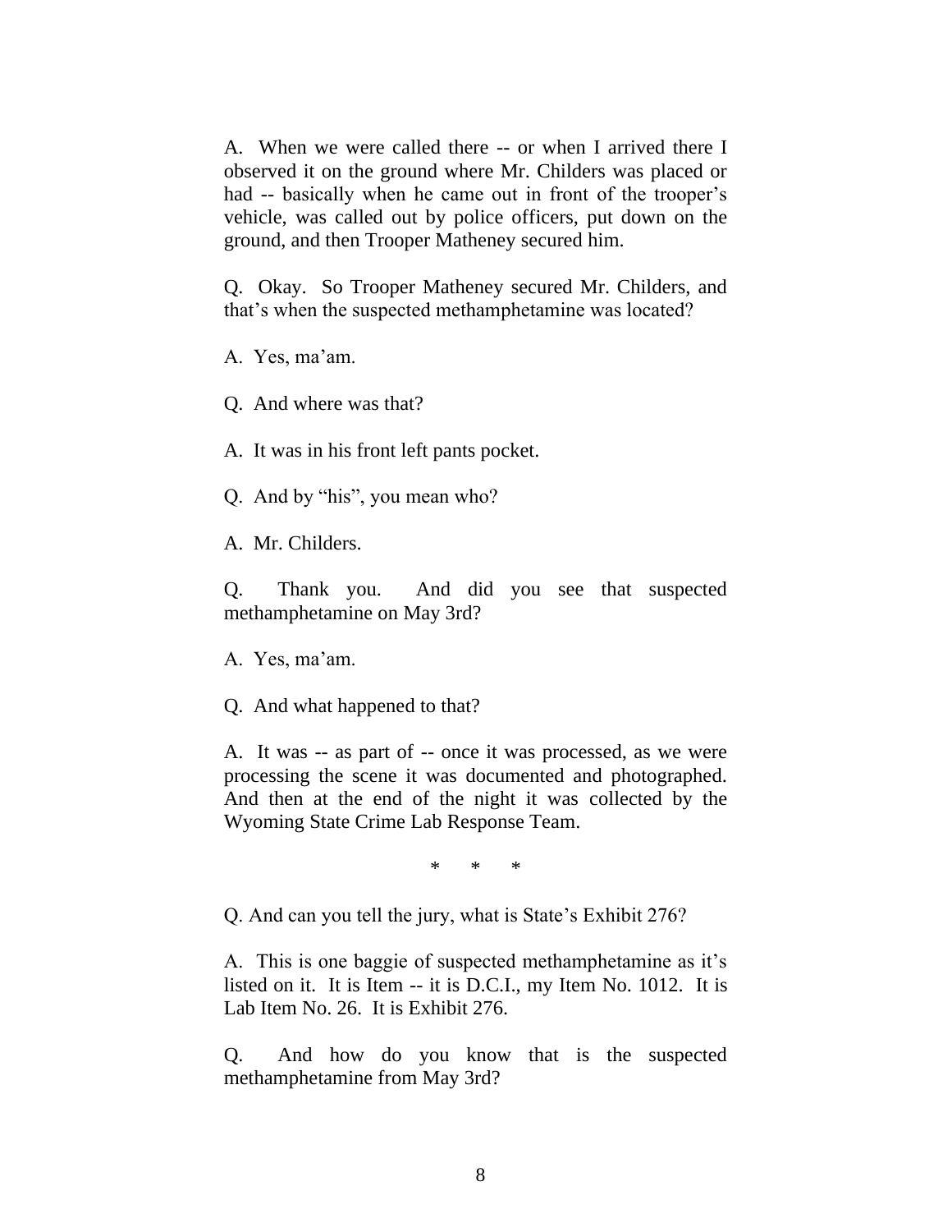A. When we were called there -- or when I arrived there I observed it on the ground where Mr. Childers was placed or had -- basically when he came out in front of the trooper's vehicle, was called out by police officers, put down on the ground, and then Trooper Matheney secured him.

Q. Okay. So Trooper Matheney secured Mr. Childers, and that's when the suspected methamphetamine was located?

A. Yes, ma'am.

Q. And where was that?

A. It was in his front left pants pocket.

Q. And by "his", you mean who?

A. Mr. Childers.

Q. Thank you. And did you see that suspected methamphetamine on May 3rd?

A. Yes, ma'am.

Q. And what happened to that?

A. It was -- as part of -- once it was processed, as we were processing the scene it was documented and photographed. And then at the end of the night it was collected by the Wyoming State Crime Lab Response Team.

\* \* \*

Q. And can you tell the jury, what is State's Exhibit 276?

A. This is one baggie of suspected methamphetamine as it's listed on it. It is Item -- it is D.C.I., my Item No. 1012. It is Lab Item No. 26. It is Exhibit 276.

Q. And how do you know that is the suspected methamphetamine from May 3rd?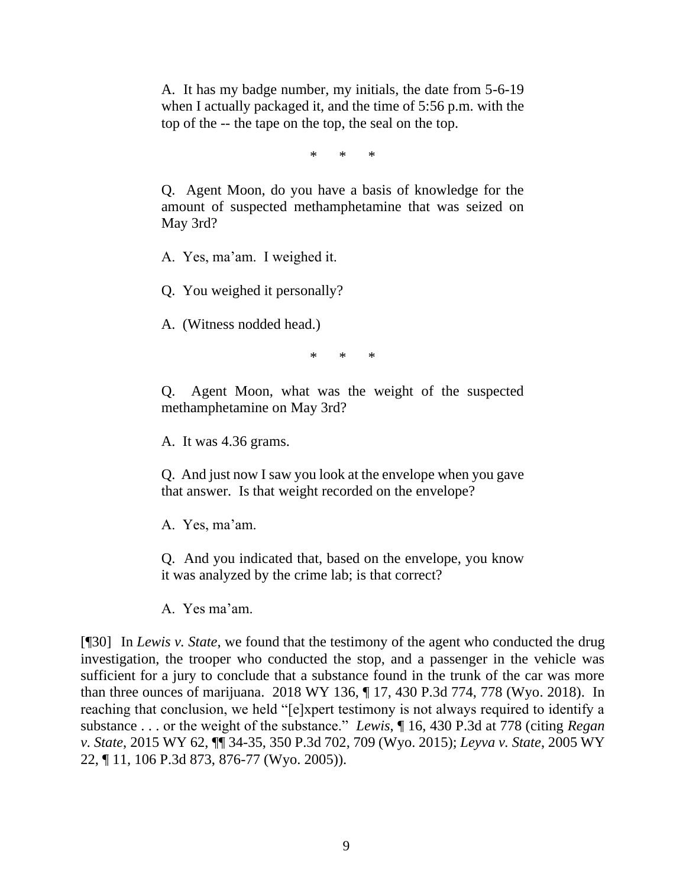> A. It has my badge number, my initials, the date from 5-6-19 when I actually packaged it, and the time of 5:56 p.m. with the top of the -- the tape on the top, the seal on the top.
>
> \* \* \*
>
> Q. Agent Moon, do you have a basis of knowledge for the amount of suspected methamphetamine that was seized on May 3rd?
>
> A. Yes, ma'am. I weighed it.
>
> Q. You weighed it personally?
>
> A. (Witness nodded head.)
>
> \* \* \*
>
> Q. Agent Moon, what was the weight of the suspected methamphetamine on May 3rd?
>
> A. It was 4.36 grams.
>
> Q. And just now I saw you look at the envelope when you gave that answer. Is that weight recorded on the envelope?
>
> A. Yes, ma'am.
>
> Q. And you indicated that, based on the envelope, you know it was analyzed by the crime lab; is that correct?
>
> A. Yes ma'am.

[¶30] In *Lewis v. State*, we found that the testimony of the agent who conducted the drug investigation, the trooper who conducted the stop, and a passenger in the vehicle was sufficient for a jury to conclude that a substance found in the trunk of the car was more than three ounces of marijuana. 2018 WY 136, ¶ 17, 430 P.3d 774, 778 (Wyo. 2018). In reaching that conclusion, we held "[e]xpert testimony is not always required to identify a substance . . . or the weight of the substance." *Lewis*, ¶ 16, 430 P.3d at 778 (citing *Regan v. State*, 2015 WY 62, ¶¶ 34-35, 350 P.3d 702, 709 (Wyo. 2015); *Leyva v. State*, 2005 WY 22, ¶ 11, 106 P.3d 873, 876-77 (Wyo. 2005)).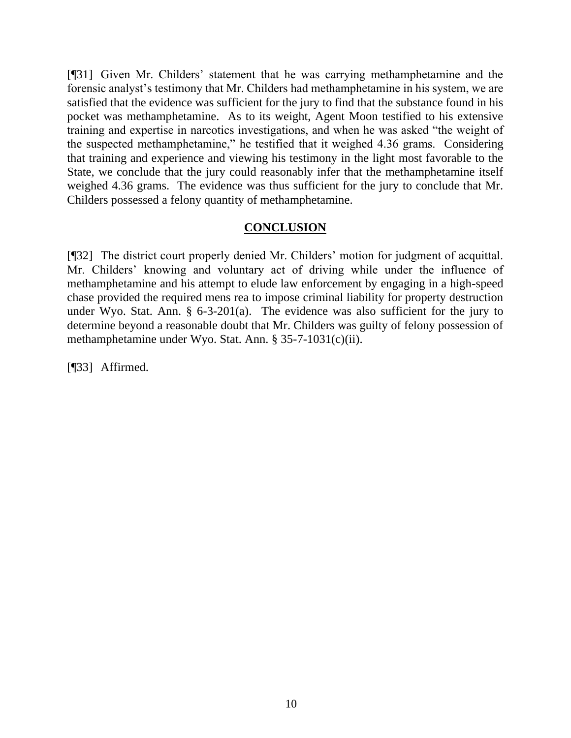[¶31] Given Mr. Childers' statement that he was carrying methamphetamine and the forensic analyst's testimony that Mr. Childers had methamphetamine in his system, we are satisfied that the evidence was sufficient for the jury to find that the substance found in his pocket was methamphetamine. As to its weight, Agent Moon testified to his extensive training and expertise in narcotics investigations, and when he was asked "the weight of the suspected methamphetamine," he testified that it weighed 4.36 grams. Considering that training and experience and viewing his testimony in the light most favorable to the State, we conclude that the jury could reasonably infer that the methamphetamine itself weighed 4.36 grams. The evidence was thus sufficient for the jury to conclude that Mr. Childers possessed a felony quantity of methamphetamine.

## CONCLUSION

[¶32] The district court properly denied Mr. Childers' motion for judgment of acquittal. Mr. Childers' knowing and voluntary act of driving while under the influence of methamphetamine and his attempt to elude law enforcement by engaging in a high-speed chase provided the required mens rea to impose criminal liability for property destruction under Wyo. Stat. Ann. § 6-3-201(a). The evidence was also sufficient for the jury to determine beyond a reasonable doubt that Mr. Childers was guilty of felony possession of methamphetamine under Wyo. Stat. Ann. § 35-7-1031(c)(ii).

[¶33] Affirmed.